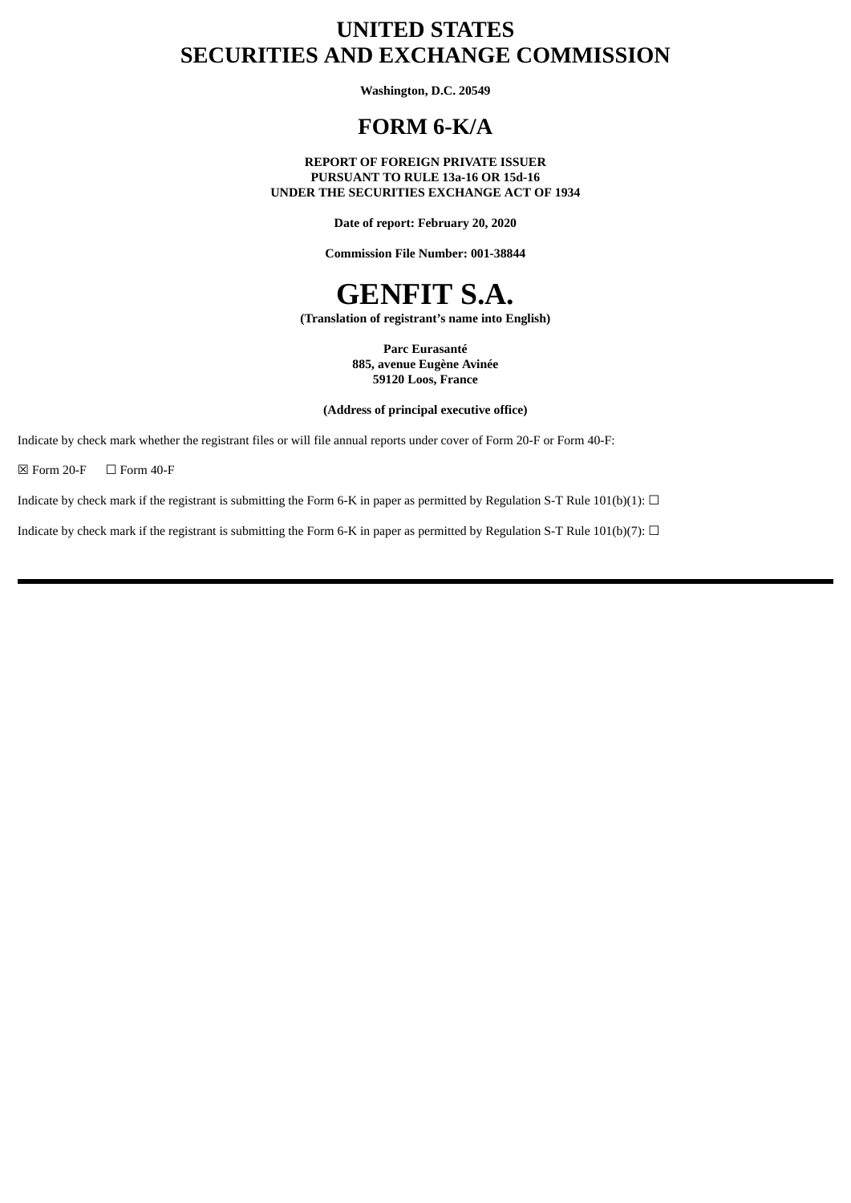# UNITED STATES
# SECURITIES AND EXCHANGE COMMISSION

**Washington, D.C. 20549**

# FORM 6-K/A

**REPORT OF FOREIGN PRIVATE ISSUER**
**PURSUANT TO RULE 13a-16 OR 15d-16**
**UNDER THE SECURITIES EXCHANGE ACT OF 1934**

**Date of report: February 20, 2020**

**Commission File Number: 001-38844**

# GENFIT S.A.

**(Translation of registrant's name into English)**

**Parc Eurasanté**
**885, avenue Eugène Avinée**
**59120 Loos, France**

**(Address of principal executive office)**

Indicate by check mark whether the registrant files or will file annual reports under cover of Form 20-F or Form 40-F:

☒ Form 20-F ☐ Form 40-F

Indicate by check mark if the registrant is submitting the Form 6-K in paper as permitted by Regulation S-T Rule 101(b)(1): ☐

Indicate by check mark if the registrant is submitting the Form 6-K in paper as permitted by Regulation S-T Rule 101(b)(7): ☐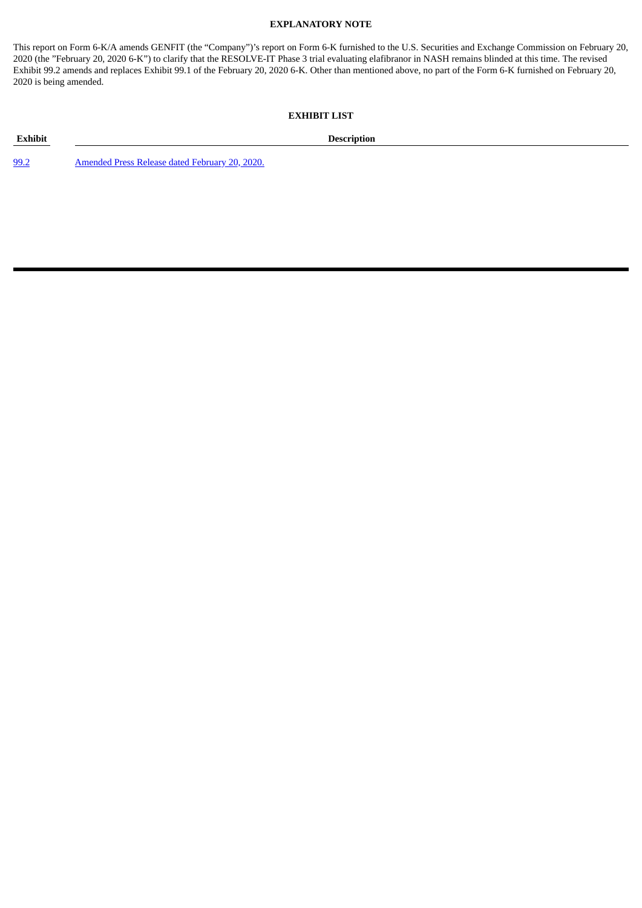## EXPLANATORY NOTE

This report on Form 6-K/A amends GENFIT (the "Company")'s report on Form 6-K furnished to the U.S. Securities and Exchange Commission on February 20, 2020 (the "February 20, 2020 6-K") to clarify that the RESOLVE-IT Phase 3 trial evaluating elafibranor in NASH remains blinded at this time. The revised Exhibit 99.2 amends and replaces Exhibit 99.1 of the February 20, 2020 6-K. Other than mentioned above, no part of the Form 6-K furnished on February 20, 2020 is being amended.

## EXHIBIT LIST

| Exhibit | Description |
|---|---|
| 99.2 | Amended Press Release dated February 20, 2020. |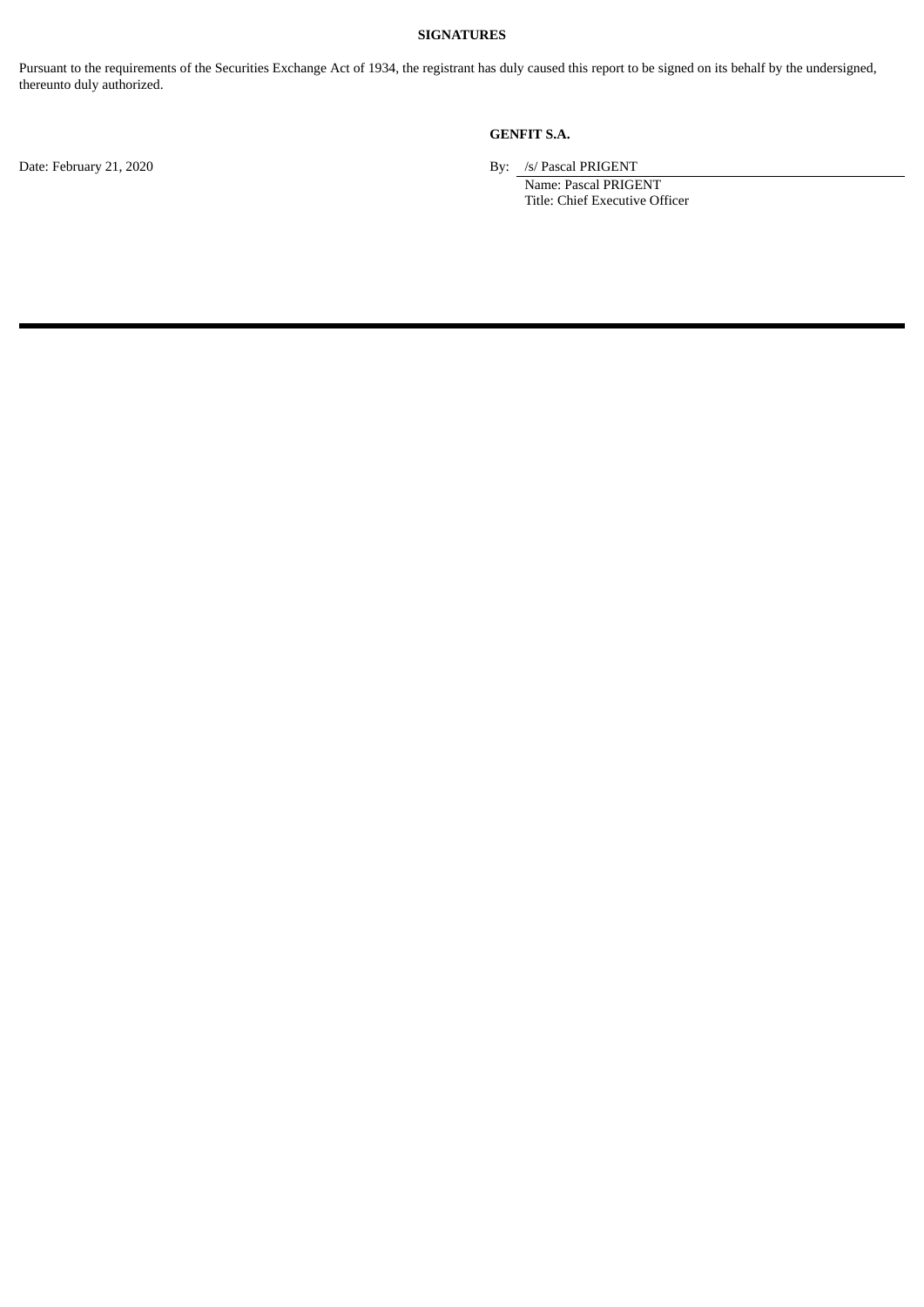**SIGNATURES**

Pursuant to the requirements of the Securities Exchange Act of 1934, the registrant has duly caused this report to be signed on its behalf by the undersigned, thereunto duly authorized.

**GENFIT S.A.**

Date: February 21, 2020

By: /s/ Pascal PRIGENT
Name: Pascal PRIGENT
Title: Chief Executive Officer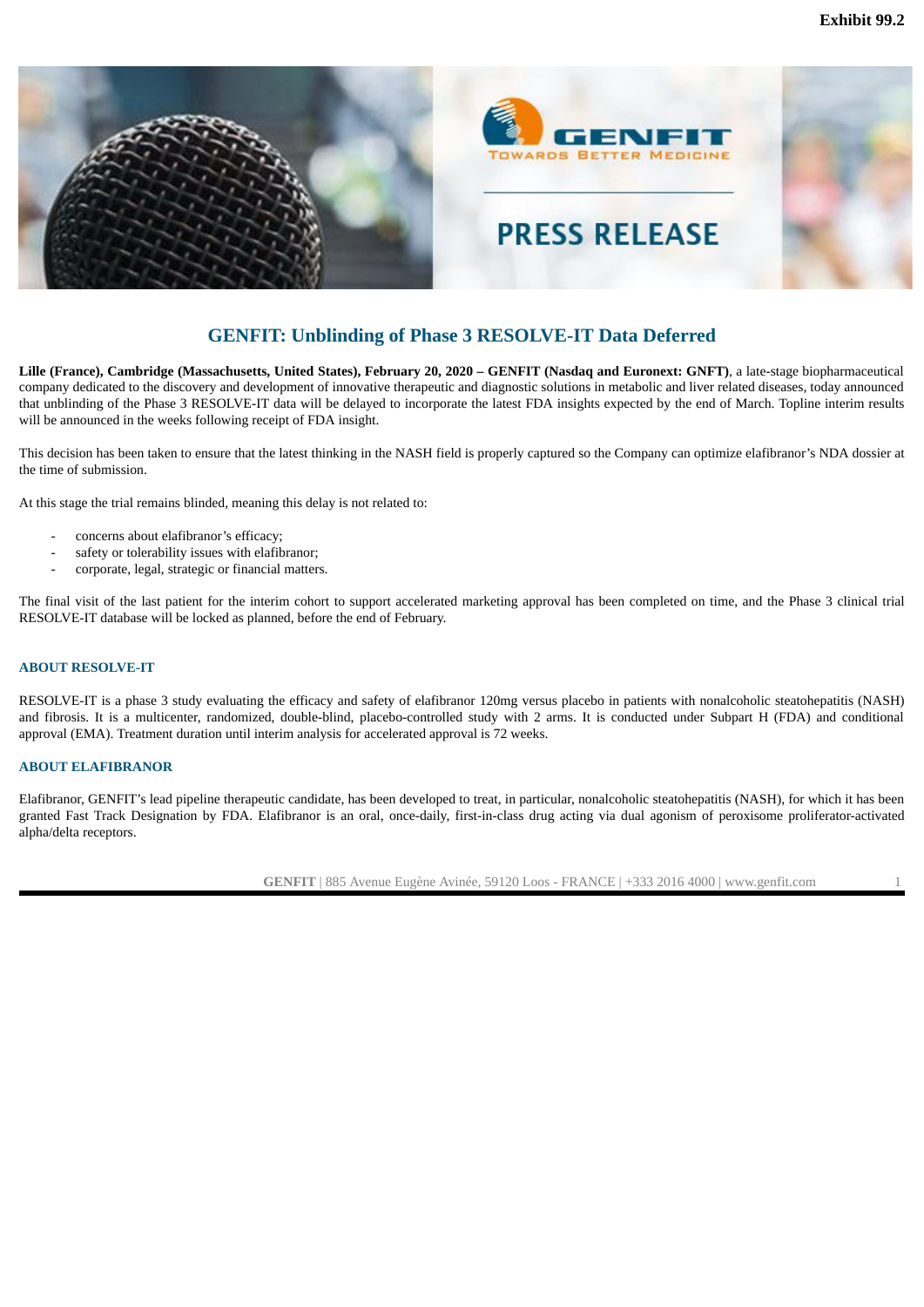Exhibit 99.2

PRESS RELEASE

# GENFIT: Unblinding of Phase 3 RESOLVE-IT Data Deferred

**Lille (France), Cambridge (Massachusetts, United States), February 20, 2020 – GENFIT (Nasdaq and Euronext: GNFT)**, a late-stage biopharmaceutical company dedicated to the discovery and development of innovative therapeutic and diagnostic solutions in metabolic and liver related diseases, today announced that unblinding of the Phase 3 RESOLVE-IT data will be delayed to incorporate the latest FDA insights expected by the end of March. Topline interim results will be announced in the weeks following receipt of FDA insight.

This decision has been taken to ensure that the latest thinking in the NASH field is properly captured so the Company can optimize elafibranor's NDA dossier at the time of submission.

At this stage the trial remains blinded, meaning this delay is not related to:

- concerns about elafibranor's efficacy;
- safety or tolerability issues with elafibranor;
- corporate, legal, strategic or financial matters.

The final visit of the last patient for the interim cohort to support accelerated marketing approval has been completed on time, and the Phase 3 clinical trial RESOLVE-IT database will be locked as planned, before the end of February.

## ABOUT RESOLVE-IT

RESOLVE-IT is a phase 3 study evaluating the efficacy and safety of elafibranor 120mg versus placebo in patients with nonalcoholic steatohepatitis (NASH) and fibrosis. It is a multicenter, randomized, double-blind, placebo-controlled study with 2 arms. It is conducted under Subpart H (FDA) and conditional approval (EMA). Treatment duration until interim analysis for accelerated approval is 72 weeks.

## ABOUT ELAFIBRANOR

Elafibranor, GENFIT's lead pipeline therapeutic candidate, has been developed to treat, in particular, nonalcoholic steatohepatitis (NASH), for which it has been granted Fast Track Designation by FDA. Elafibranor is an oral, once-daily, first-in-class drug acting via dual agonism of peroxisome proliferator-activated alpha/delta receptors.

**GENFIT** | 885 Avenue Eugène Avinée, 59120 Loos - FRANCE | +333 2016 4000 | www.genfit.com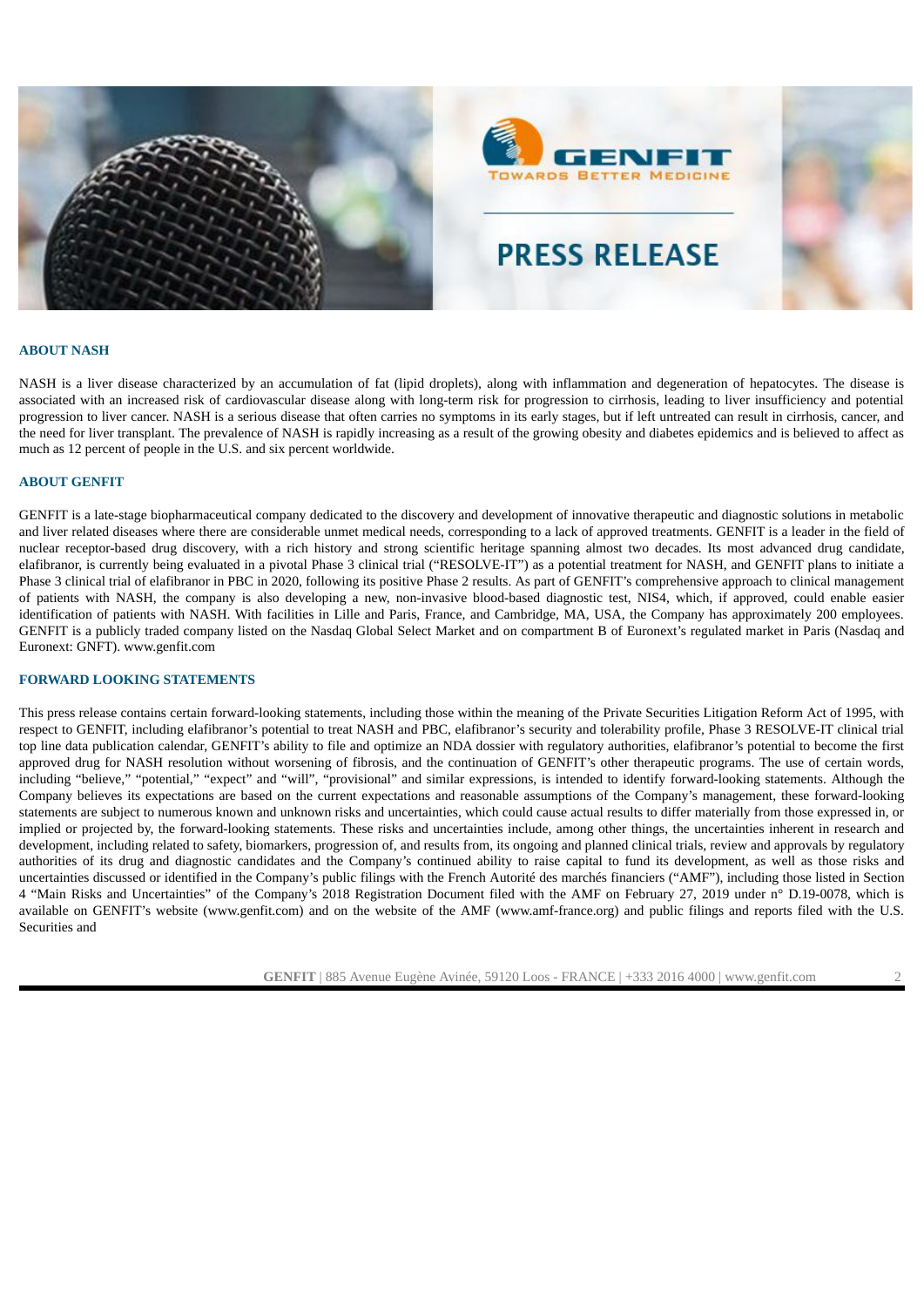## ABOUT NASH

NASH is a liver disease characterized by an accumulation of fat (lipid droplets), along with inflammation and degeneration of hepatocytes. The disease is associated with an increased risk of cardiovascular disease along with long-term risk for progression to cirrhosis, leading to liver insufficiency and potential progression to liver cancer. NASH is a serious disease that often carries no symptoms in its early stages, but if left untreated can result in cirrhosis, cancer, and the need for liver transplant. The prevalence of NASH is rapidly increasing as a result of the growing obesity and diabetes epidemics and is believed to affect as much as 12 percent of people in the U.S. and six percent worldwide.

## ABOUT GENFIT

GENFIT is a late-stage biopharmaceutical company dedicated to the discovery and development of innovative therapeutic and diagnostic solutions in metabolic and liver related diseases where there are considerable unmet medical needs, corresponding to a lack of approved treatments. GENFIT is a leader in the field of nuclear receptor-based drug discovery, with a rich history and strong scientific heritage spanning almost two decades. Its most advanced drug candidate, elafibranor, is currently being evaluated in a pivotal Phase 3 clinical trial ("RESOLVE-IT") as a potential treatment for NASH, and GENFIT plans to initiate a Phase 3 clinical trial of elafibranor in PBC in 2020, following its positive Phase 2 results. As part of GENFIT's comprehensive approach to clinical management of patients with NASH, the company is also developing a new, non-invasive blood-based diagnostic test, NIS4, which, if approved, could enable easier identification of patients with NASH. With facilities in Lille and Paris, France, and Cambridge, MA, USA, the Company has approximately 200 employees. GENFIT is a publicly traded company listed on the Nasdaq Global Select Market and on compartment B of Euronext's regulated market in Paris (Nasdaq and Euronext: GNFT). www.genfit.com

## FORWARD LOOKING STATEMENTS

This press release contains certain forward-looking statements, including those within the meaning of the Private Securities Litigation Reform Act of 1995, with respect to GENFIT, including elafibranor's potential to treat NASH and PBC, elafibranor's security and tolerability profile, Phase 3 RESOLVE-IT clinical trial top line data publication calendar, GENFIT's ability to file and optimize an NDA dossier with regulatory authorities, elafibranor's potential to become the first approved drug for NASH resolution without worsening of fibrosis, and the continuation of GENFIT's other therapeutic programs. The use of certain words, including "believe," "potential," "expect" and "will", "provisional" and similar expressions, is intended to identify forward-looking statements. Although the Company believes its expectations are based on the current expectations and reasonable assumptions of the Company's management, these forward-looking statements are subject to numerous known and unknown risks and uncertainties, which could cause actual results to differ materially from those expressed in, or implied or projected by, the forward-looking statements. These risks and uncertainties include, among other things, the uncertainties inherent in research and development, including related to safety, biomarkers, progression of, and results from, its ongoing and planned clinical trials, review and approvals by regulatory authorities of its drug and diagnostic candidates and the Company's continued ability to raise capital to fund its development, as well as those risks and uncertainties discussed or identified in the Company's public filings with the French Autorité des marchés financiers ("AMF"), including those listed in Section 4 "Main Risks and Uncertainties" of the Company's 2018 Registration Document filed with the AMF on February 27, 2019 under n° D.19-0078, which is available on GENFIT's website (www.genfit.com) and on the website of the AMF (www.amf-france.org) and public filings and reports filed with the U.S. Securities and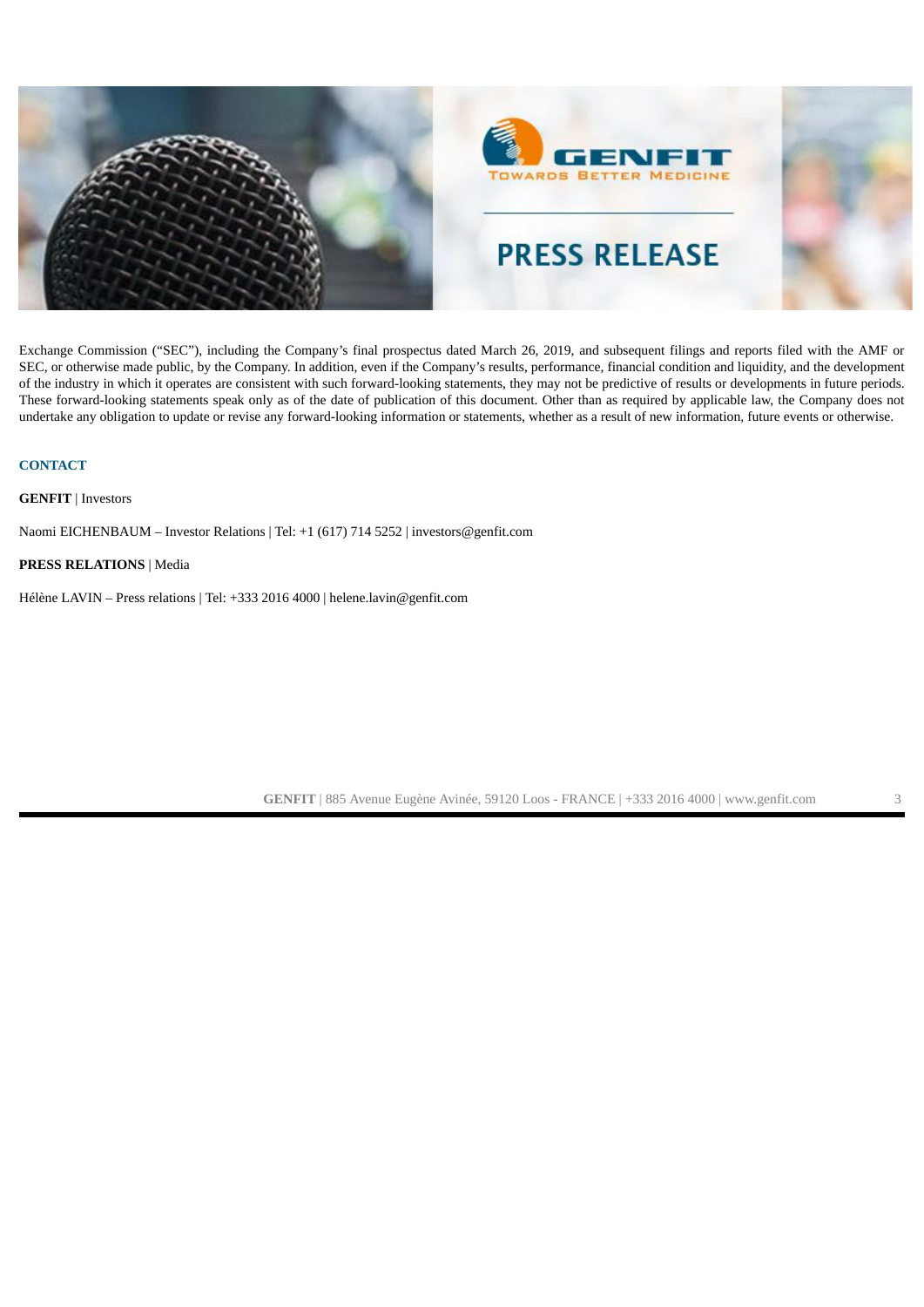Exchange Commission ("SEC"), including the Company's final prospectus dated March 26, 2019, and subsequent filings and reports filed with the AMF or SEC, or otherwise made public, by the Company. In addition, even if the Company's results, performance, financial condition and liquidity, and the development of the industry in which it operates are consistent with such forward-looking statements, they may not be predictive of results or developments in future periods. These forward-looking statements speak only as of the date of publication of this document. Other than as required by applicable law, the Company does not undertake any obligation to update or revise any forward-looking information or statements, whether as a result of new information, future events or otherwise.

## CONTACT

**GENFIT** | Investors

Naomi EICHENBAUM – Investor Relations | Tel: +1 (617) 714 5252 | investors@genfit.com

**PRESS RELATIONS** | Media

Hélène LAVIN – Press relations | Tel: +333 2016 4000 | helene.lavin@genfit.com